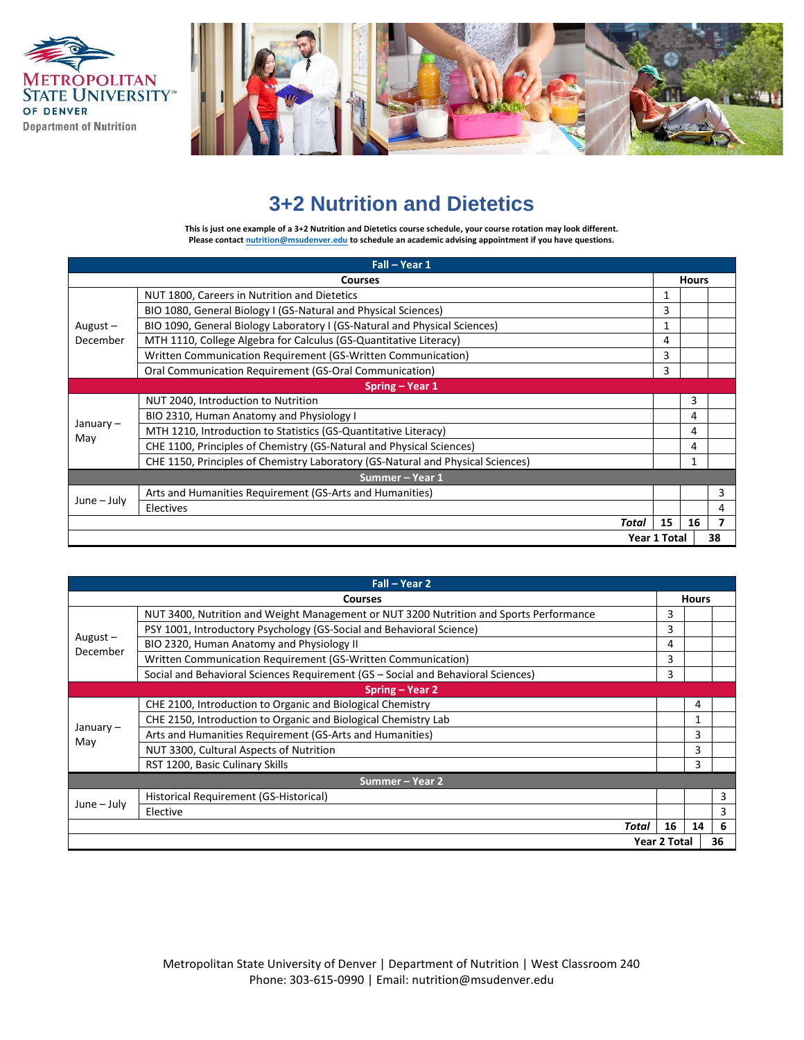Metropolitan State University of Denver
Department of Nutrition

# 3+2 Nutrition and Dietetics

**This is just one example of a 3+2 Nutrition and Dietetics course schedule, your course rotation may look different. Please contact nutrition@msudenver.edu to schedule an academic advising appointment if you have questions.**

| | Courses | Hours | | |
|---|---|---|---|---|
| **Fall – Year 1** | | | | |
| August – December | NUT 1800, Careers in Nutrition and Dietetics | 1 | | |
| | BIO 1080, General Biology I (GS-Natural and Physical Sciences) | 3 | | |
| | BIO 1090, General Biology Laboratory I (GS-Natural and Physical Sciences) | 1 | | |
| | MTH 1110, College Algebra for Calculus (GS-Quantitative Literacy) | 4 | | |
| | Written Communication Requirement (GS-Written Communication) | 3 | | |
| | Oral Communication Requirement (GS-Oral Communication) | 3 | | |
| **Spring – Year 1** | | | | |
| January – May | NUT 2040, Introduction to Nutrition | | 3 | |
| | BIO 2310, Human Anatomy and Physiology I | | 4 | |
| | MTH 1210, Introduction to Statistics (GS-Quantitative Literacy) | | 4 | |
| | CHE 1100, Principles of Chemistry (GS-Natural and Physical Sciences) | | 4 | |
| | CHE 1150, Principles of Chemistry Laboratory (GS-Natural and Physical Sciences) | | 1 | |
| **Summer – Year 1** | | | | |
| June – July | Arts and Humanities Requirement (GS-Arts and Humanities) | | | 3 |
| | Electives | | | 4 |
| | ***Total*** | **15** | **16** | **7** |
| | **Year 1 Total** | | **38** | |

| | Courses | Hours | | |
|---|---|---|---|---|
| **Fall – Year 2** | | | | |
| August – December | NUT 3400, Nutrition and Weight Management or NUT 3200 Nutrition and Sports Performance | 3 | | |
| | PSY 1001, Introductory Psychology (GS-Social and Behavioral Science) | 3 | | |
| | BIO 2320, Human Anatomy and Physiology II | 4 | | |
| | Written Communication Requirement (GS-Written Communication) | 3 | | |
| | Social and Behavioral Sciences Requirement (GS – Social and Behavioral Sciences) | 3 | | |
| **Spring – Year 2** | | | | |
| January – May | CHE 2100, Introduction to Organic and Biological Chemistry | | 4 | |
| | CHE 2150, Introduction to Organic and Biological Chemistry Lab | | 1 | |
| | Arts and Humanities Requirement (GS-Arts and Humanities) | | 3 | |
| | NUT 3300, Cultural Aspects of Nutrition | | 3 | |
| | RST 1200, Basic Culinary Skills | | 3 | |
| **Summer – Year 2** | | | | |
| June – July | Historical Requirement (GS-Historical) | | | 3 |
| | Elective | | | 3 |
| | ***Total*** | **16** | **14** | **6** |
| | **Year 2 Total** | | | **36** |

Metropolitan State University of Denver | Department of Nutrition | West Classroom 240
Phone: 303-615-0990 | Email: nutrition@msudenver.edu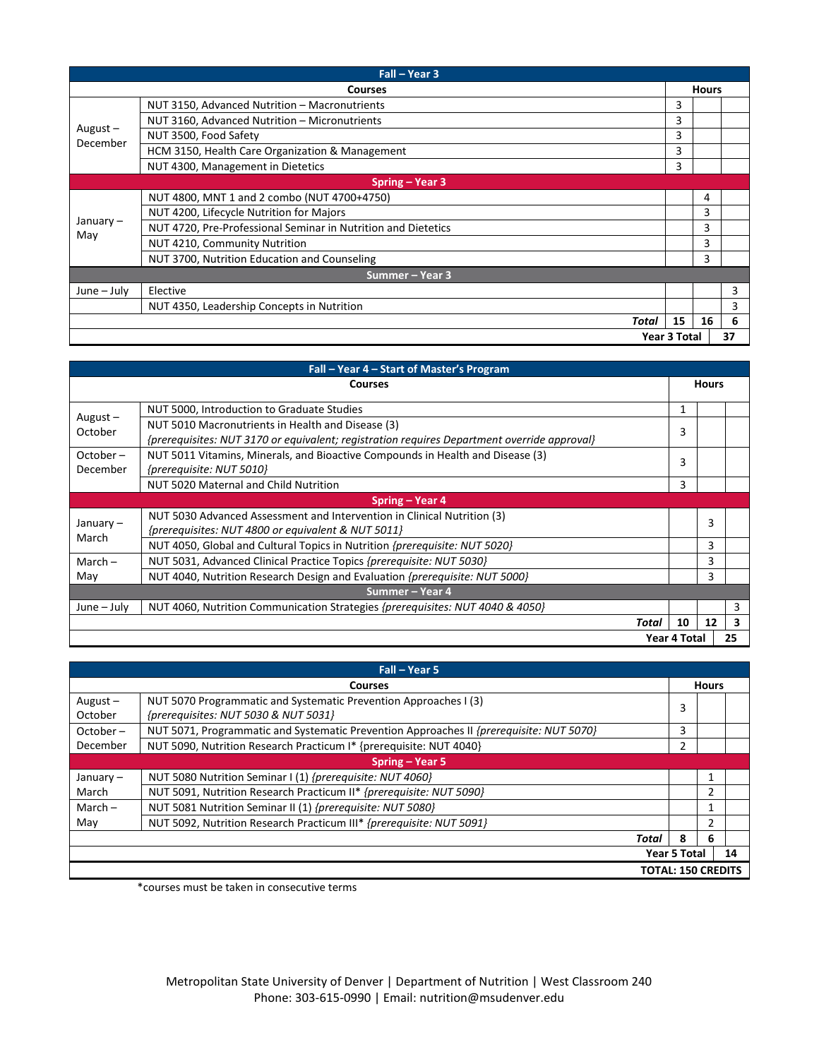| Fall – Year 3 | | | | |
|---|---|---|---|---|
| | **Courses** | **Hours** | | |
| August – December | NUT 3150, Advanced Nutrition – Macronutrients | 3 | | |
| | NUT 3160, Advanced Nutrition – Micronutrients | 3 | | |
| | NUT 3500, Food Safety | 3 | | |
| | HCM 3150, Health Care Organization & Management | 3 | | |
| | NUT 4300, Management in Dietetics | 3 | | |
| **Spring – Year 3** | | | | |
| January – May | NUT 4800, MNT 1 and 2 combo (NUT 4700+4750) | | 4 | |
| | NUT 4200, Lifecycle Nutrition for Majors | | 3 | |
| | NUT 4720, Pre-Professional Seminar in Nutrition and Dietetics | | 3 | |
| | NUT 4210, Community Nutrition | | 3 | |
| | NUT 3700, Nutrition Education and Counseling | | 3 | |
| **Summer – Year 3** | | | | |
| June – July | Elective | | | 3 |
| | NUT 4350, Leadership Concepts in Nutrition | | | 3 |
| | ***Total*** | **15** | **16** | **6** |
| | **Year 3 Total** | | | **37** |

| Fall – Year 4 – Start of Master's Program | | | | |
|---|---|---|---|---|
| | **Courses** | **Hours** | | |
| August – October | NUT 5000, Introduction to Graduate Studies | 1 | | |
| | NUT 5010 Macronutrients in Health and Disease (3) *{prerequisites: NUT 3170 or equivalent; registration requires Department override approval}* | 3 | | |
| October – December | NUT 5011 Vitamins, Minerals, and Bioactive Compounds in Health and Disease (3) *{prerequisite: NUT 5010}* | 3 | | |
| | NUT 5020 Maternal and Child Nutrition | 3 | | |
| **Spring – Year 4** | | | | |
| January – March | NUT 5030 Advanced Assessment and Intervention in Clinical Nutrition (3) *{prerequisites: NUT 4800 or equivalent & NUT 5011}* | | 3 | |
| | NUT 4050, Global and Cultural Topics in Nutrition *{prerequisite: NUT 5020}* | | 3 | |
| March – May | NUT 5031, Advanced Clinical Practice Topics *{prerequisite: NUT 5030}* | | 3 | |
| | NUT 4040, Nutrition Research Design and Evaluation *{prerequisite: NUT 5000}* | | 3 | |
| **Summer – Year 4** | | | | |
| June – July | NUT 4060, Nutrition Communication Strategies *{prerequisites: NUT 4040 & 4050}* | | | 3 |
| | ***Total*** | **10** | **12** | **3** |
| | **Year 4 Total** | | | **25** |

| Fall – Year 5 | | | | |
|---|---|---|---|---|
| | **Courses** | **Hours** | | |
| August – October | NUT 5070 Programmatic and Systematic Prevention Approaches I (3) *{prerequisites: NUT 5030 & NUT 5031}* | 3 | | |
| October – December | NUT 5071, Programmatic and Systematic Prevention Approaches II *{prerequisite: NUT 5070}* | 3 | | |
| | NUT 5090, Nutrition Research Practicum I* {prerequisite: NUT 4040} | 2 | | |
| **Spring – Year 5** | | | | |
| January – March | NUT 5080 Nutrition Seminar I (1) *{prerequisite: NUT 4060}* | | 1 | |
| | NUT 5091, Nutrition Research Practicum II* *{prerequisite: NUT 5090}* | | 2 | |
| March – May | NUT 5081 Nutrition Seminar II (1) *{prerequisite: NUT 5080}* | | 1 | |
| | NUT 5092, Nutrition Research Practicum III* *{prerequisite: NUT 5091}* | | 2 | |
| | ***Total*** | **8** | **6** | |
| | **Year 5 Total** | | | **14** |
| | **TOTAL: 150 CREDITS** | | | |

*courses must be taken in consecutive terms

Metropolitan State University of Denver | Department of Nutrition | West Classroom 240
Phone: 303-615-0990 | Email: nutrition@msudenver.edu